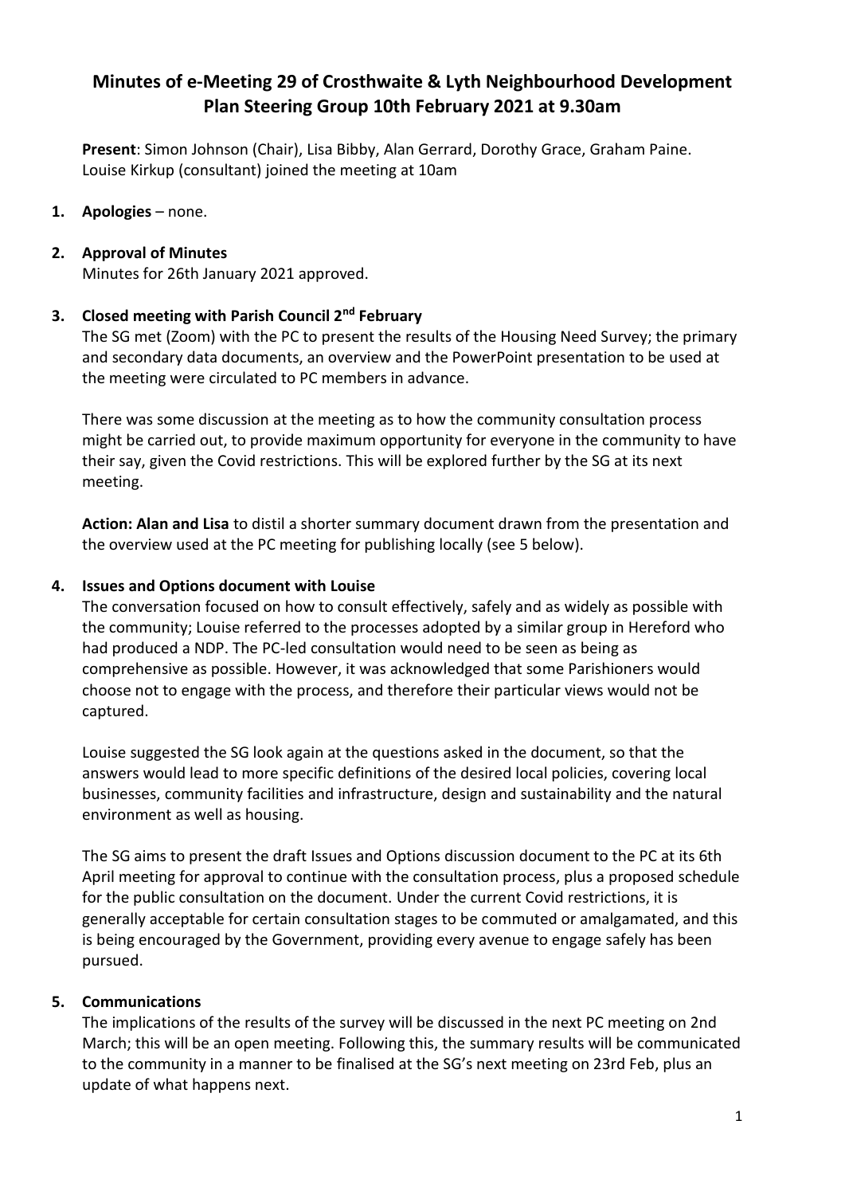# Minutes of e-Meeting 29 of Crosthwaite & Lyth Neighbourhood Development Plan Steering Group 10th February 2021 at 9.30am

**Present**: Simon Johnson (Chair), Lisa Bibby, Alan Gerrard, Dorothy Grace, Graham Paine. Louise Kirkup (consultant) joined the meeting at 10am

1. **Apologies** – none.

2. **Approval of Minutes**

   Minutes for 26th January 2021 approved.

3. **Closed meeting with Parish Council 2nd February**

   The SG met (Zoom) with the PC to present the results of the Housing Need Survey; the primary and secondary data documents, an overview and the PowerPoint presentation to be used at the meeting were circulated to PC members in advance.

   There was some discussion at the meeting as to how the community consultation process might be carried out, to provide maximum opportunity for everyone in the community to have their say, given the Covid restrictions. This will be explored further by the SG at its next meeting.

   **Action: Alan and Lisa** to distil a shorter summary document drawn from the presentation and the overview used at the PC meeting for publishing locally (see 5 below).

4. **Issues and Options document with Louise**

   The conversation focused on how to consult effectively, safely and as widely as possible with the community; Louise referred to the processes adopted by a similar group in Hereford who had produced a NDP. The PC-led consultation would need to be seen as being as comprehensive as possible. However, it was acknowledged that some Parishioners would choose not to engage with the process, and therefore their particular views would not be captured.

   Louise suggested the SG look again at the questions asked in the document, so that the answers would lead to more specific definitions of the desired local policies, covering local businesses, community facilities and infrastructure, design and sustainability and the natural environment as well as housing.

   The SG aims to present the draft Issues and Options discussion document to the PC at its 6th April meeting for approval to continue with the consultation process, plus a proposed schedule for the public consultation on the document. Under the current Covid restrictions, it is generally acceptable for certain consultation stages to be commuted or amalgamated, and this is being encouraged by the Government, providing every avenue to engage safely has been pursued.

5. **Communications**

   The implications of the results of the survey will be discussed in the next PC meeting on 2nd March; this will be an open meeting. Following this, the summary results will be communicated to the community in a manner to be finalised at the SG's next meeting on 23rd Feb, plus an update of what happens next.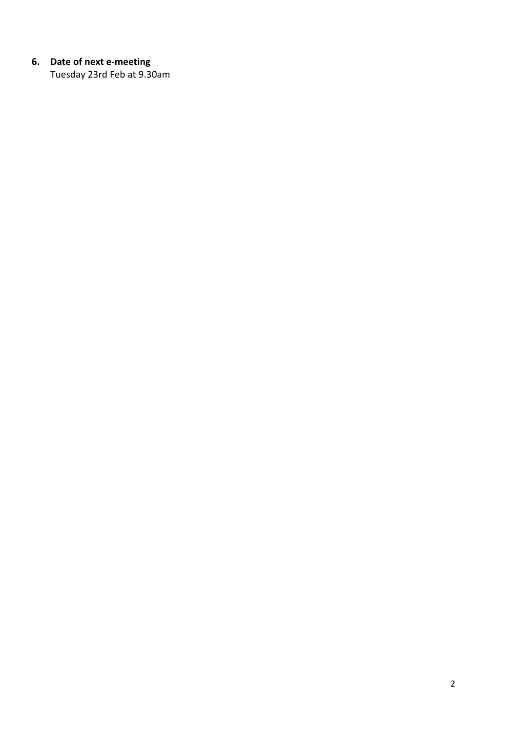6. **Date of next e-meeting**
   Tuesday 23rd Feb at 9.30am